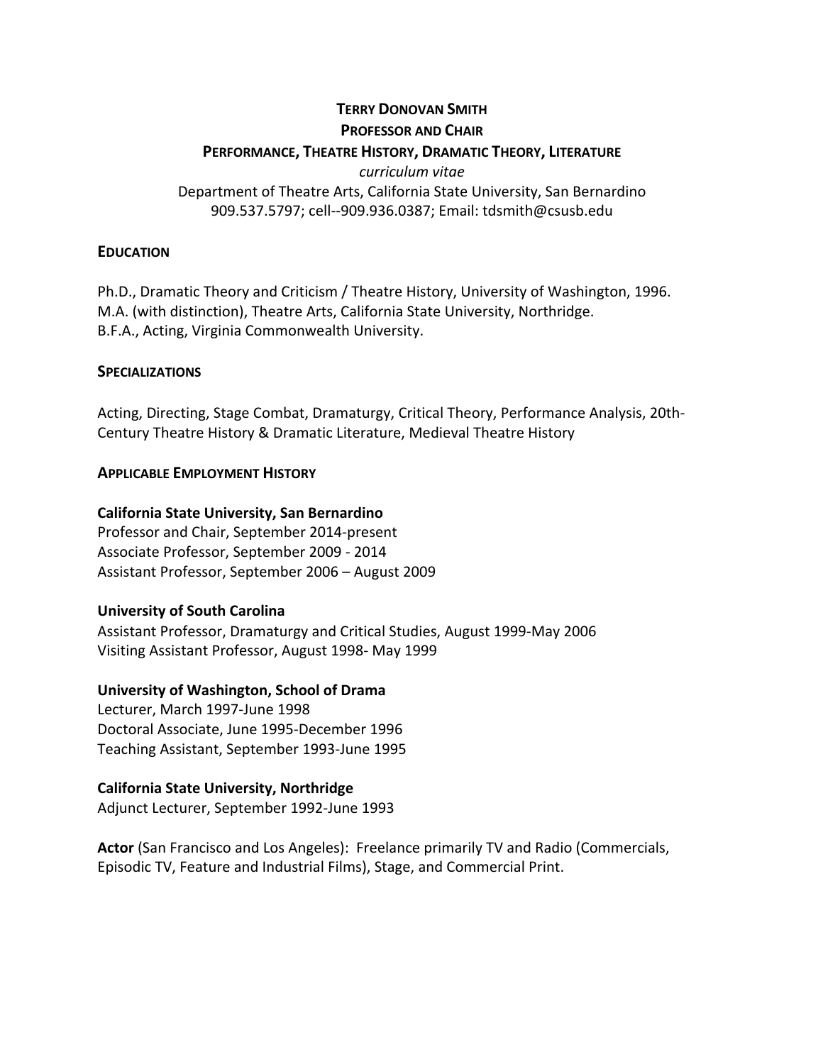# TERRY DONOVAN SMITH

## PROFESSOR AND CHAIR

## PERFORMANCE, THEATRE HISTORY, DRAMATIC THEORY, LITERATURE

*curriculum vitae*

Department of Theatre Arts, California State University, San Bernardino
909.537.5797; cell--909.936.0387; Email: tdsmith@csusb.edu

## EDUCATION

Ph.D., Dramatic Theory and Criticism / Theatre History, University of Washington, 1996.
M.A. (with distinction), Theatre Arts, California State University, Northridge.
B.F.A., Acting, Virginia Commonwealth University.

## SPECIALIZATIONS

Acting, Directing, Stage Combat, Dramaturgy, Critical Theory, Performance Analysis, 20th-Century Theatre History & Dramatic Literature, Medieval Theatre History

## APPLICABLE EMPLOYMENT HISTORY

**California State University, San Bernardino**
Professor and Chair, September 2014-present
Associate Professor, September 2009 - 2014
Assistant Professor, September 2006 – August 2009

**University of South Carolina**
Assistant Professor, Dramaturgy and Critical Studies, August 1999-May 2006
Visiting Assistant Professor, August 1998- May 1999

**University of Washington, School of Drama**
Lecturer, March 1997-June 1998
Doctoral Associate, June 1995-December 1996
Teaching Assistant, September 1993-June 1995

**California State University, Northridge**
Adjunct Lecturer, September 1992-June 1993

**Actor** (San Francisco and Los Angeles): Freelance primarily TV and Radio (Commercials, Episodic TV, Feature and Industrial Films), Stage, and Commercial Print.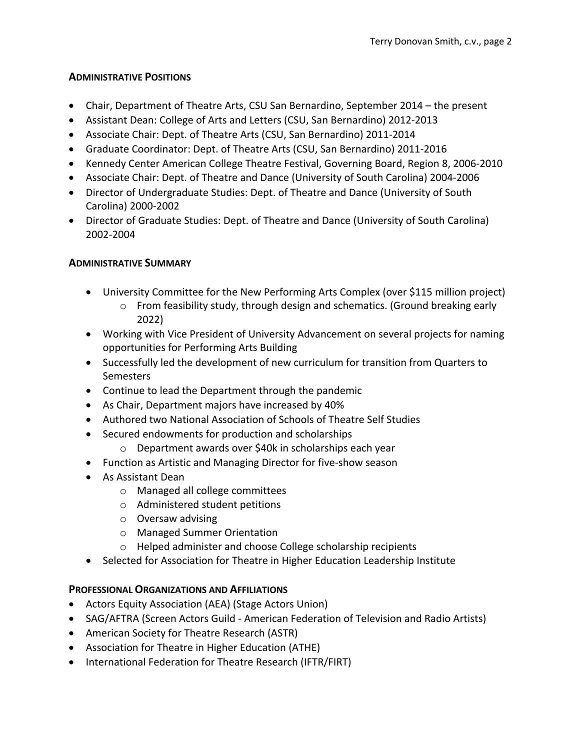## Administrative Positions

- Chair, Department of Theatre Arts, CSU San Bernardino, September 2014 – the present
- Assistant Dean: College of Arts and Letters (CSU, San Bernardino) 2012-2013
- Associate Chair: Dept. of Theatre Arts (CSU, San Bernardino) 2011-2014
- Graduate Coordinator: Dept. of Theatre Arts (CSU, San Bernardino) 2011-2016
- Kennedy Center American College Theatre Festival, Governing Board, Region 8, 2006-2010
- Associate Chair: Dept. of Theatre and Dance (University of South Carolina) 2004-2006
- Director of Undergraduate Studies: Dept. of Theatre and Dance (University of South Carolina) 2000-2002
- Director of Graduate Studies: Dept. of Theatre and Dance (University of South Carolina) 2002-2004

## Administrative Summary

- University Committee for the New Performing Arts Complex (over $115 million project)
  - From feasibility study, through design and schematics. (Ground breaking early 2022)
- Working with Vice President of University Advancement on several projects for naming opportunities for Performing Arts Building
- Successfully led the development of new curriculum for transition from Quarters to Semesters
- Continue to lead the Department through the pandemic
- As Chair, Department majors have increased by 40%
- Authored two National Association of Schools of Theatre Self Studies
- Secured endowments for production and scholarships
  - Department awards over $40k in scholarships each year
- Function as Artistic and Managing Director for five-show season
- As Assistant Dean
  - Managed all college committees
  - Administered student petitions
  - Oversaw advising
  - Managed Summer Orientation
  - Helped administer and choose College scholarship recipients
- Selected for Association for Theatre in Higher Education Leadership Institute

## Professional Organizations and Affiliations

- Actors Equity Association (AEA) (Stage Actors Union)
- SAG/AFTRA (Screen Actors Guild - American Federation of Television and Radio Artists)
- American Society for Theatre Research (ASTR)
- Association for Theatre in Higher Education (ATHE)
- International Federation for Theatre Research (IFTR/FIRT)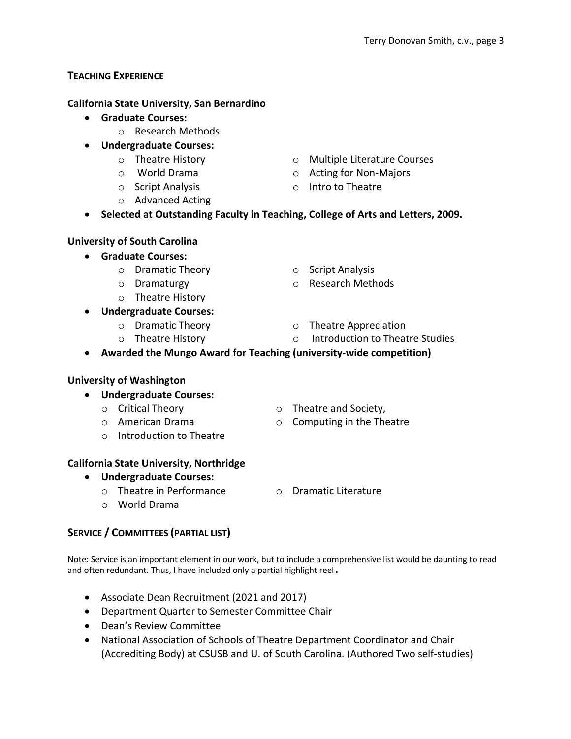## TEACHING EXPERIENCE

### California State University, San Bernardino

- **Graduate Courses:**
  - Research Methods
- **Undergraduate Courses:**
  - Theatre History
  - World Drama
  - Script Analysis
  - Advanced Acting
  - Multiple Literature Courses
  - Acting for Non-Majors
  - Intro to Theatre
- **Selected at Outstanding Faculty in Teaching, College of Arts and Letters, 2009.**

### University of South Carolina

- **Graduate Courses:**
  - Dramatic Theory
  - Dramaturgy
  - Theatre History
  - Script Analysis
  - Research Methods
- **Undergraduate Courses:**
  - Dramatic Theory
  - Theatre History
  - Theatre Appreciation
  - Introduction to Theatre Studies
- **Awarded the Mungo Award for Teaching (university-wide competition)**

### University of Washington

- **Undergraduate Courses:**
  - Critical Theory
  - American Drama
  - Introduction to Theatre
  - Theatre and Society,
  - Computing in the Theatre

### California State University, Northridge

- **Undergraduate Courses:**
  - Theatre in Performance
  - World Drama
  - Dramatic Literature

## SERVICE / COMMITTEES (PARTIAL LIST)

Note: Service is an important element in our work, but to include a comprehensive list would be daunting to read and often redundant. Thus, I have included only a partial highlight reel.

- Associate Dean Recruitment (2021 and 2017)
- Department Quarter to Semester Committee Chair
- Dean's Review Committee
- National Association of Schools of Theatre Department Coordinator and Chair (Accrediting Body) at CSUSB and U. of South Carolina. (Authored Two self-studies)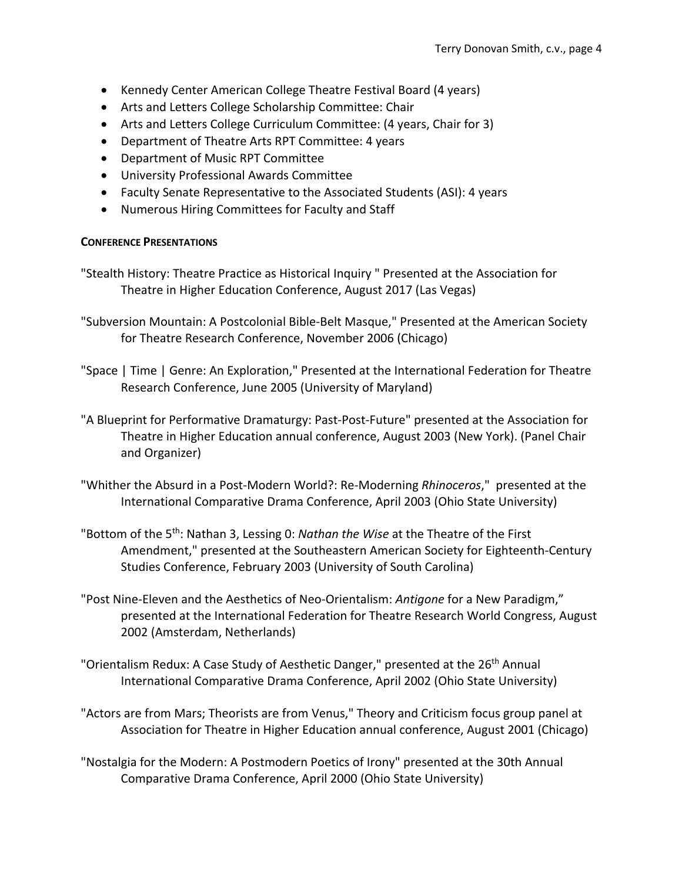- Kennedy Center American College Theatre Festival Board (4 years)
- Arts and Letters College Scholarship Committee: Chair
- Arts and Letters College Curriculum Committee: (4 years, Chair for 3)
- Department of Theatre Arts RPT Committee: 4 years
- Department of Music RPT Committee
- University Professional Awards Committee
- Faculty Senate Representative to the Associated Students (ASI): 4 years
- Numerous Hiring Committees for Faculty and Staff

**CONFERENCE PRESENTATIONS**

"Stealth History: Theatre Practice as Historical Inquiry " Presented at the Association for Theatre in Higher Education Conference, August 2017 (Las Vegas)

"Subversion Mountain: A Postcolonial Bible-Belt Masque," Presented at the American Society for Theatre Research Conference, November 2006 (Chicago)

"Space | Time | Genre: An Exploration," Presented at the International Federation for Theatre Research Conference, June 2005 (University of Maryland)

"A Blueprint for Performative Dramaturgy: Past-Post-Future" presented at the Association for Theatre in Higher Education annual conference, August 2003 (New York). (Panel Chair and Organizer)

"Whither the Absurd in a Post-Modern World?: Re-Moderning *Rhinoceros*," presented at the International Comparative Drama Conference, April 2003 (Ohio State University)

"Bottom of the 5th: Nathan 3, Lessing 0: *Nathan the Wise* at the Theatre of the First Amendment," presented at the Southeastern American Society for Eighteenth-Century Studies Conference, February 2003 (University of South Carolina)

"Post Nine-Eleven and the Aesthetics of Neo-Orientalism: *Antigone* for a New Paradigm," presented at the International Federation for Theatre Research World Congress, August 2002 (Amsterdam, Netherlands)

"Orientalism Redux: A Case Study of Aesthetic Danger," presented at the 26th Annual International Comparative Drama Conference, April 2002 (Ohio State University)

"Actors are from Mars; Theorists are from Venus," Theory and Criticism focus group panel at Association for Theatre in Higher Education annual conference, August 2001 (Chicago)

"Nostalgia for the Modern: A Postmodern Poetics of Irony" presented at the 30th Annual Comparative Drama Conference, April 2000 (Ohio State University)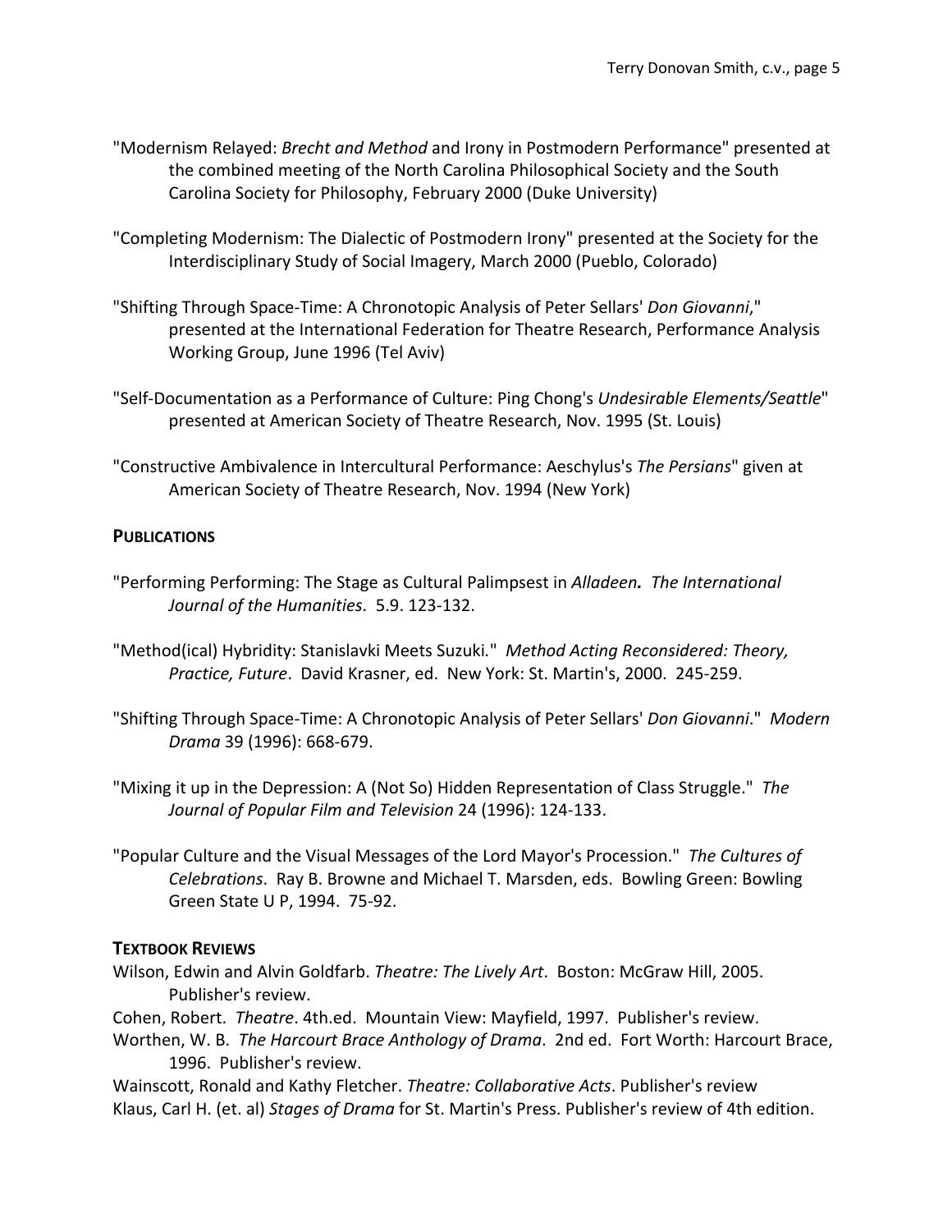"Modernism Relayed: *Brecht and Method* and Irony in Postmodern Performance" presented at the combined meeting of the North Carolina Philosophical Society and the South Carolina Society for Philosophy, February 2000 (Duke University)

"Completing Modernism: The Dialectic of Postmodern Irony" presented at the Society for the Interdisciplinary Study of Social Imagery, March 2000 (Pueblo, Colorado)

"Shifting Through Space-Time: A Chronotopic Analysis of Peter Sellars' *Don Giovanni*," presented at the International Federation for Theatre Research, Performance Analysis Working Group, June 1996 (Tel Aviv)

"Self-Documentation as a Performance of Culture: Ping Chong's *Undesirable Elements/Seattle*" presented at American Society of Theatre Research, Nov. 1995 (St. Louis)

"Constructive Ambivalence in Intercultural Performance: Aeschylus's *The Persians*" given at American Society of Theatre Research, Nov. 1994 (New York)

## Publications

"Performing Performing: The Stage as Cultural Palimpsest in *Alladeen.* *The International Journal of the Humanities*. 5.9. 123-132.

"Method(ical) Hybridity: Stanislavki Meets Suzuki." *Method Acting Reconsidered: Theory, Practice, Future*. David Krasner, ed. New York: St. Martin's, 2000. 245-259.

"Shifting Through Space-Time: A Chronotopic Analysis of Peter Sellars' *Don Giovanni*." *Modern Drama* 39 (1996): 668-679.

"Mixing it up in the Depression: A (Not So) Hidden Representation of Class Struggle." *The Journal of Popular Film and Television* 24 (1996): 124-133.

"Popular Culture and the Visual Messages of the Lord Mayor's Procession." *The Cultures of Celebrations*. Ray B. Browne and Michael T. Marsden, eds. Bowling Green: Bowling Green State U P, 1994. 75-92.

## Textbook Reviews

Wilson, Edwin and Alvin Goldfarb. *Theatre: The Lively Art*. Boston: McGraw Hill, 2005. Publisher's review.

Cohen, Robert. *Theatre*. 4th.ed. Mountain View: Mayfield, 1997. Publisher's review.

Worthen, W. B. *The Harcourt Brace Anthology of Drama*. 2nd ed. Fort Worth: Harcourt Brace, 1996. Publisher's review.

Wainscott, Ronald and Kathy Fletcher. *Theatre: Collaborative Acts*. Publisher's review

Klaus, Carl H. (et. al) *Stages of Drama* for St. Martin's Press. Publisher's review of 4th edition.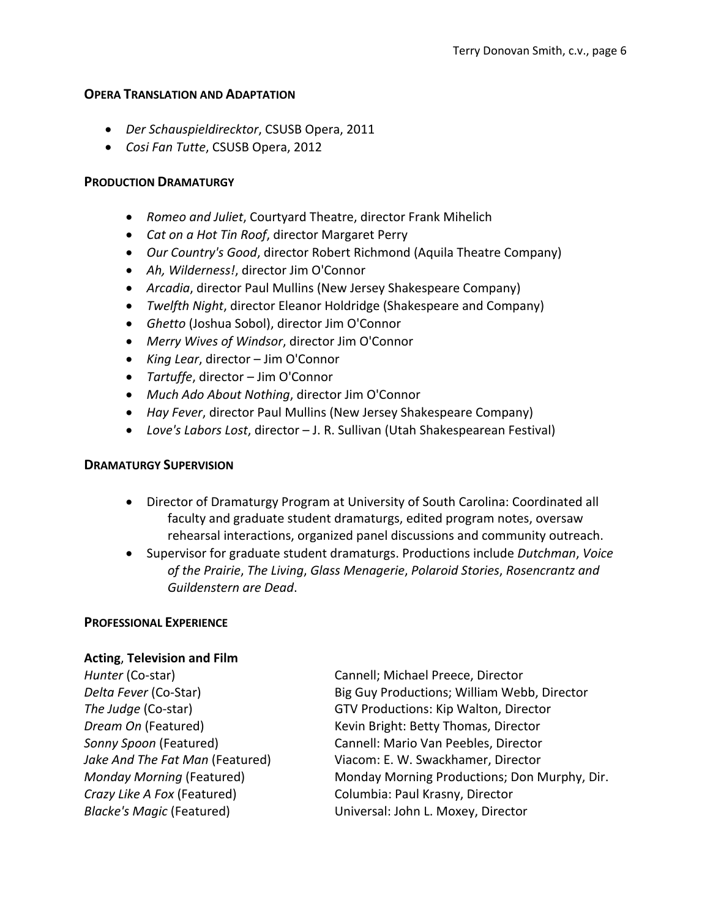### OPERA TRANSLATION AND ADAPTATION

- *Der Schauspieldirecktor*, CSUSB Opera, 2011
- *Cosi Fan Tutte*, CSUSB Opera, 2012

### PRODUCTION DRAMATURGY

- *Romeo and Juliet*, Courtyard Theatre, director Frank Mihelich
- *Cat on a Hot Tin Roof*, director Margaret Perry
- *Our Country's Good*, director Robert Richmond (Aquila Theatre Company)
- *Ah, Wilderness!*, director Jim O'Connor
- *Arcadia*, director Paul Mullins (New Jersey Shakespeare Company)
- *Twelfth Night*, director Eleanor Holdridge (Shakespeare and Company)
- *Ghetto* (Joshua Sobol), director Jim O'Connor
- *Merry Wives of Windsor*, director Jim O'Connor
- *King Lear*, director – Jim O'Connor
- *Tartuffe*, director – Jim O'Connor
- *Much Ado About Nothing*, director Jim O'Connor
- *Hay Fever*, director Paul Mullins (New Jersey Shakespeare Company)
- *Love's Labors Lost*, director – J. R. Sullivan (Utah Shakespearean Festival)

### DRAMATURGY SUPERVISION

- Director of Dramaturgy Program at University of South Carolina: Coordinated all faculty and graduate student dramaturgs, edited program notes, oversaw rehearsal interactions, organized panel discussions and community outreach.
- Supervisor for graduate student dramaturgs. Productions include *Dutchman*, *Voice of the Prairie*, *The Living*, *Glass Menagerie*, *Polaroid Stories*, *Rosencrantz and Guildenstern are Dead*.

### PROFESSIONAL EXPERIENCE

**Acting**, **Television and Film**

| | |
|---|---|
| *Hunter* (Co-star) | Cannell; Michael Preece, Director |
| *Delta Fever* (Co-Star) | Big Guy Productions; William Webb, Director |
| *The Judge* (Co-star) | GTV Productions: Kip Walton, Director |
| *Dream On* (Featured) | Kevin Bright: Betty Thomas, Director |
| *Sonny Spoon* (Featured) | Cannell: Mario Van Peebles, Director |
| *Jake And The Fat Man* (Featured) | Viacom: E. W. Swackhamer, Director |
| *Monday Morning* (Featured) | Monday Morning Productions; Don Murphy, Dir. |
| *Crazy Like A Fox* (Featured) | Columbia: Paul Krasny, Director |
| *Blacke's Magic* (Featured) | Universal: John L. Moxey, Director |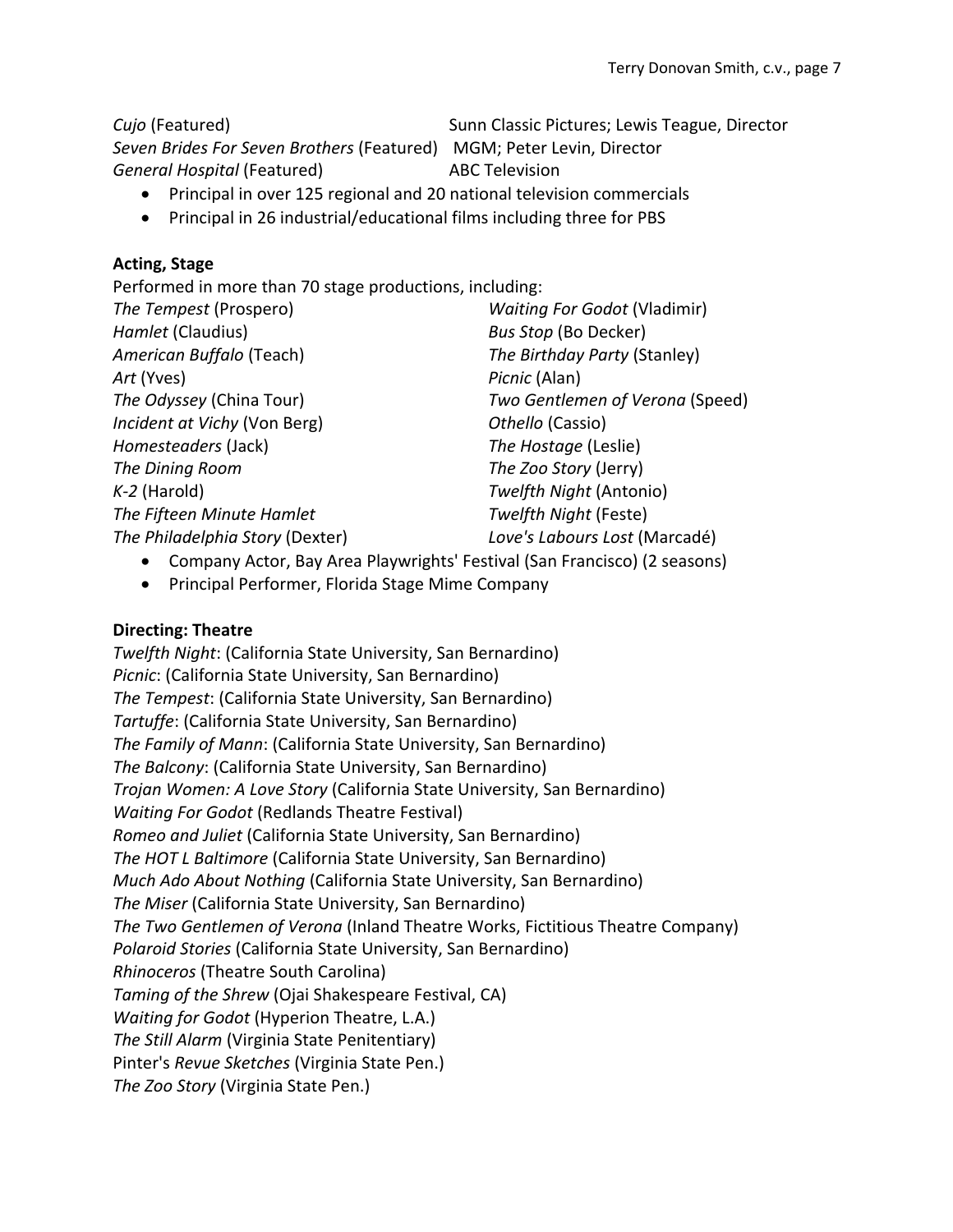*Cujo* (Featured) Sunn Classic Pictures; Lewis Teague, Director
*Seven Brides For Seven Brothers* (Featured) MGM; Peter Levin, Director
*General Hospital* (Featured) ABC Television

- Principal in over 125 regional and 20 national television commercials
- Principal in 26 industrial/educational films including three for PBS

**Acting, Stage**

Performed in more than 70 stage productions, including:

*The Tempest* (Prospero)
*Hamlet* (Claudius)
*American Buffalo* (Teach)
*Art* (Yves)
*The Odyssey* (China Tour)
*Incident at Vichy* (Von Berg)
*Homesteaders* (Jack)
*The Dining Room*
*K-2* (Harold)
*The Fifteen Minute Hamlet*
*The Philadelphia Story* (Dexter)
*Waiting For Godot* (Vladimir)
*Bus Stop* (Bo Decker)
*The Birthday Party* (Stanley)
*Picnic* (Alan)
*Two Gentlemen of Verona* (Speed)
*Othello* (Cassio)
*The Hostage* (Leslie)
*The Zoo Story* (Jerry)
*Twelfth Night* (Antonio)
*Twelfth Night* (Feste)
*Love's Labours Lost* (Marcadé)

- Company Actor, Bay Area Playwrights' Festival (San Francisco) (2 seasons)
- Principal Performer, Florida Stage Mime Company

**Directing: Theatre**

*Twelfth Night*: (California State University, San Bernardino)
*Picnic*: (California State University, San Bernardino)
*The Tempest*: (California State University, San Bernardino)
*Tartuffe*: (California State University, San Bernardino)
*The Family of Mann*: (California State University, San Bernardino)
*The Balcony*: (California State University, San Bernardino)
*Trojan Women: A Love Story* (California State University, San Bernardino)
*Waiting For Godot* (Redlands Theatre Festival)
*Romeo and Juliet* (California State University, San Bernardino)
*The HOT L Baltimore* (California State University, San Bernardino)
*Much Ado About Nothing* (California State University, San Bernardino)
*The Miser* (California State University, San Bernardino)
*The Two Gentlemen of Verona* (Inland Theatre Works, Fictitious Theatre Company)
*Polaroid Stories* (California State University, San Bernardino)
*Rhinoceros* (Theatre South Carolina)
*Taming of the Shrew* (Ojai Shakespeare Festival, CA)
*Waiting for Godot* (Hyperion Theatre, L.A.)
*The Still Alarm* (Virginia State Penitentiary)
Pinter's *Revue Sketches* (Virginia State Pen.)
*The Zoo Story* (Virginia State Pen.)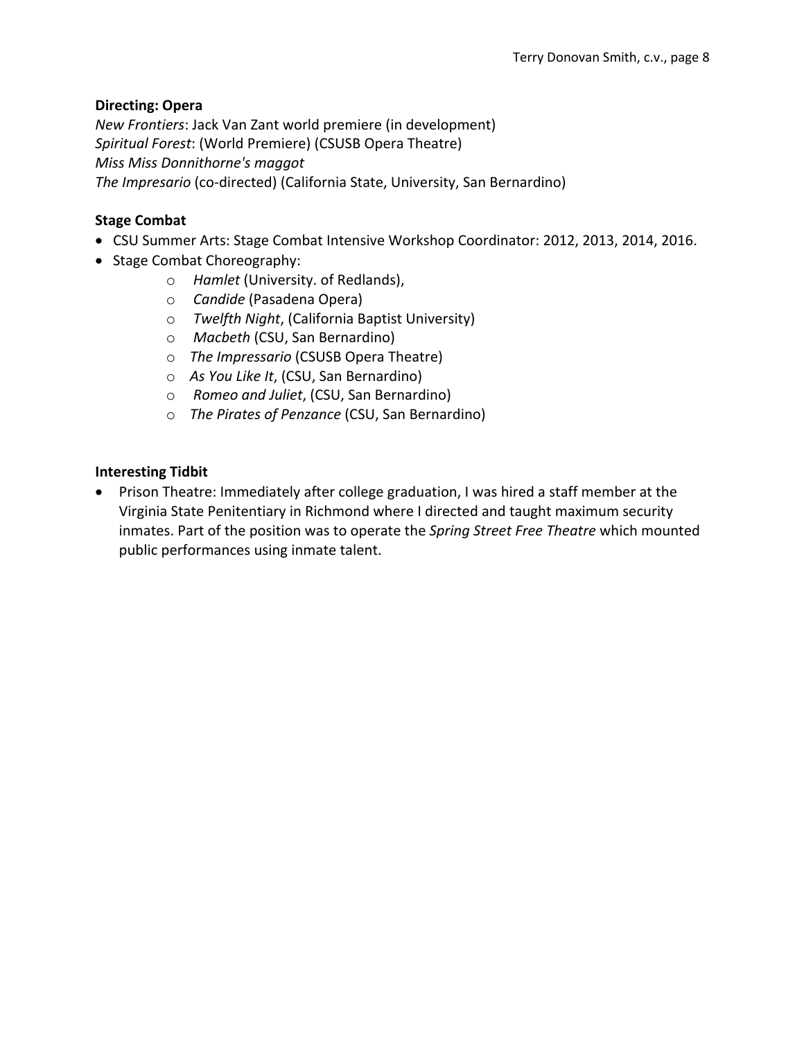**Directing: Opera**

*New Frontiers*: Jack Van Zant world premiere (in development)
*Spiritual Forest*: (World Premiere) (CSUSB Opera Theatre)
*Miss Miss Donnithorne's maggot*
*The Impresario* (co-directed) (California State, University, San Bernardino)

**Stage Combat**

- CSU Summer Arts: Stage Combat Intensive Workshop Coordinator: 2012, 2013, 2014, 2016.
- Stage Combat Choreography:
    - *Hamlet* (University. of Redlands),
    - *Candide* (Pasadena Opera)
    - *Twelfth Night*, (California Baptist University)
    - *Macbeth* (CSU, San Bernardino)
    - *The Impressario* (CSUSB Opera Theatre)
    - *As You Like It*, (CSU, San Bernardino)
    - *Romeo and Juliet*, (CSU, San Bernardino)
    - *The Pirates of Penzance* (CSU, San Bernardino)

**Interesting Tidbit**

- Prison Theatre: Immediately after college graduation, I was hired a staff member at the Virginia State Penitentiary in Richmond where I directed and taught maximum security inmates. Part of the position was to operate the *Spring Street Free Theatre* which mounted public performances using inmate talent.